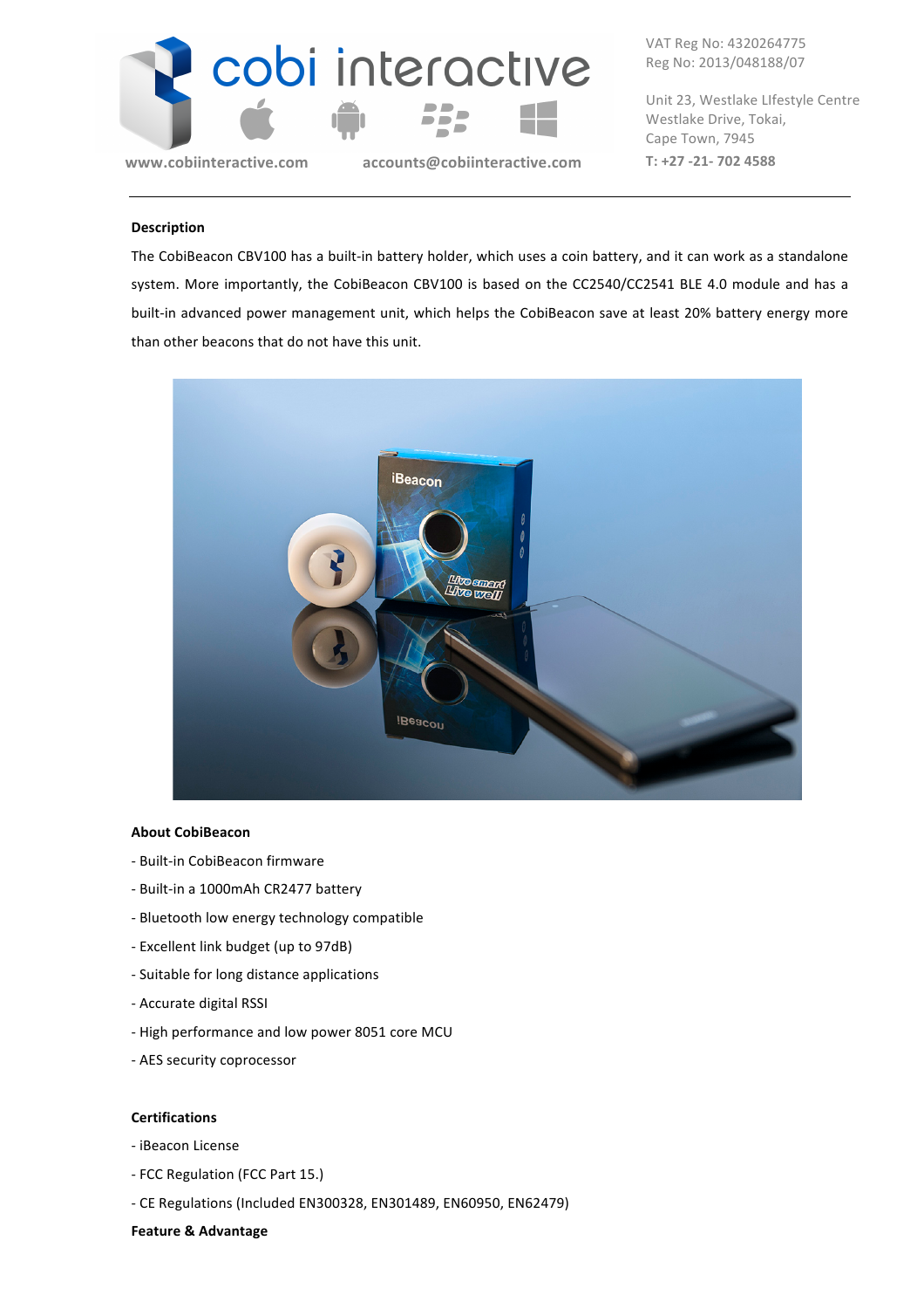cobi interactive

www.cobiinteractive.com accounts@cobiinteractive.com

VAT Reg No: 4320264775
Reg No: 2013/048188/07

Unit 23, Westlake LIfestyle Centre
Westlake Drive, Tokai,
Cape Town, 7945

**T: +27 -21- 702 4588**

---

**Description**

The CobiBeacon CBV100 has a built-in battery holder, which uses a coin battery, and it can work as a standalone system. More importantly, the CobiBeacon CBV100 is based on the CC2540/CC2541 BLE 4.0 module and has a built-in advanced power management unit, which helps the CobiBeacon save at least 20% battery energy more than other beacons that do not have this unit.

**About CobiBeacon**

- Built-in CobiBeacon firmware
- Built-in a 1000mAh CR2477 battery
- Bluetooth low energy technology compatible
- Excellent link budget (up to 97dB)
- Suitable for long distance applications
- Accurate digital RSSI
- High performance and low power 8051 core MCU
- AES security coprocessor

**Certifications**

- iBeacon License
- FCC Regulation (FCC Part 15.)
- CE Regulations (Included EN300328, EN301489, EN60950, EN62479)

**Feature & Advantage**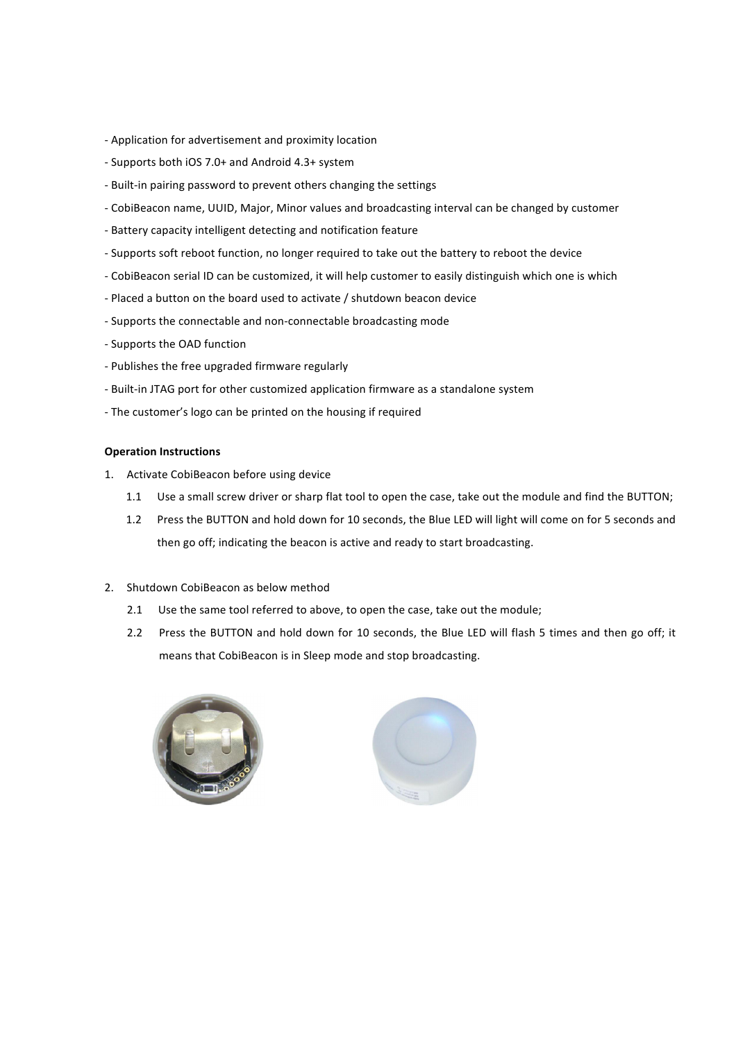- Application for advertisement and proximity location
- Supports both iOS 7.0+ and Android 4.3+ system
- Built-in pairing password to prevent others changing the settings
- CobiBeacon name, UUID, Major, Minor values and broadcasting interval can be changed by customer
- Battery capacity intelligent detecting and notification feature
- Supports soft reboot function, no longer required to take out the battery to reboot the device
- CobiBeacon serial ID can be customized, it will help customer to easily distinguish which one is which
- Placed a button on the board used to activate / shutdown beacon device
- Supports the connectable and non-connectable broadcasting mode
- Supports the OAD function
- Publishes the free upgraded firmware regularly
- Built-in JTAG port for other customized application firmware as a standalone system
- The customer's logo can be printed on the housing if required

**Operation Instructions**

1. Activate CobiBeacon before using device
   - 1.1 Use a small screw driver or sharp flat tool to open the case, take out the module and find the BUTTON;
   - 1.2 Press the BUTTON and hold down for 10 seconds, the Blue LED will light will come on for 5 seconds and then go off; indicating the beacon is active and ready to start broadcasting.

2. Shutdown CobiBeacon as below method
   - 2.1 Use the same tool referred to above, to open the case, take out the module;
   - 2.2 Press the BUTTON and hold down for 10 seconds, the Blue LED will flash 5 times and then go off; it means that CobiBeacon is in Sleep mode and stop broadcasting.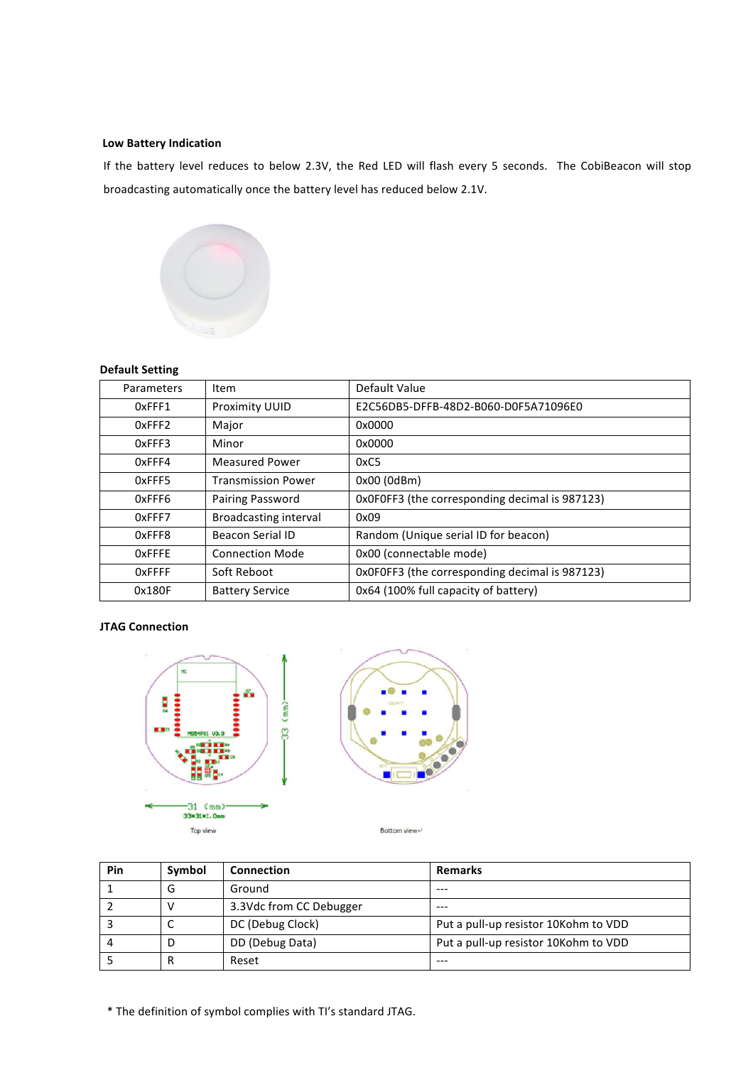**Low Battery Indication**

If the battery level reduces to below 2.3V, the Red LED will flash every 5 seconds. The CobiBeacon will stop broadcasting automatically once the battery level has reduced below 2.1V.

**Default Setting**

| Parameters | Item | Default Value |
|---|---|---|
| 0xFFF1 | Proximity UUID | E2C56DB5-DFFB-48D2-B060-D0F5A71096E0 |
| 0xFFF2 | Major | 0x0000 |
| 0xFFF3 | Minor | 0x0000 |
| 0xFFF4 | Measured Power | 0xC5 |
| 0xFFF5 | Transmission Power | 0x00 (0dBm) |
| 0xFFF6 | Pairing Password | 0x0F0FF3 (the corresponding decimal is 987123) |
| 0xFFF7 | Broadcasting interval | 0x09 |
| 0xFFF8 | Beacon Serial ID | Random (Unique serial ID for beacon) |
| 0xFFFE | Connection Mode | 0x00 (connectable mode) |
| 0xFFFF | Soft Reboot | 0x0F0FF3 (the corresponding decimal is 987123) |
| 0x180F | Battery Service | 0x64 (100% full capacity of battery) |

**JTAG Connection**

Top view

Bottom view

| Pin | Symbol | Connection | Remarks |
|---|---|---|---|
| 1 | G | Ground | --- |
| 2 | V | 3.3Vdc from CC Debugger | --- |
| 3 | C | DC (Debug Clock) | Put a pull-up resistor 10Kohm to VDD |
| 4 | D | DD (Debug Data) | Put a pull-up resistor 10Kohm to VDD |
| 5 | R | Reset | --- |

* The definition of symbol complies with TI's standard JTAG.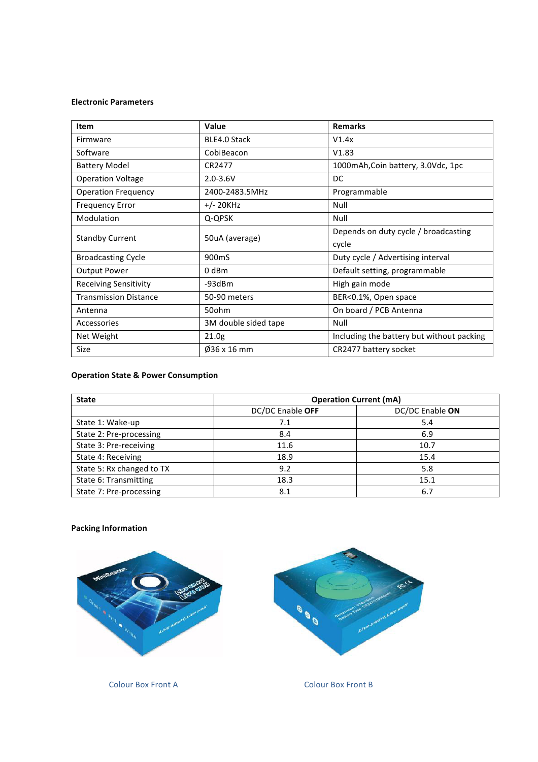**Electronic Parameters**

| Item | Value | Remarks |
| --- | --- | --- |
| Firmware | BLE4.0 Stack | V1.4x |
| Software | CobiBeacon | V1.83 |
| Battery Model | CR2477 | 1000mAh,Coin battery, 3.0Vdc, 1pc |
| Operation Voltage | 2.0-3.6V | DC |
| Operation Frequency | 2400-2483.5MHz | Programmable |
| Frequency Error | +/- 20KHz | Null |
| Modulation | Q-QPSK | Null |
| Standby Current | 50uA (average) | Depends on duty cycle / broadcasting cycle |
| Broadcasting Cycle | 900mS | Duty cycle / Advertising interval |
| Output Power | 0 dBm | Default setting, programmable |
| Receiving Sensitivity | -93dBm | High gain mode |
| Transmission Distance | 50-90 meters | BER<0.1%, Open space |
| Antenna | 50ohm | On board / PCB Antenna |
| Accessories | 3M double sided tape | Null |
| Net Weight | 21.0g | Including the battery but without packing |
| Size | Ø36 x 16 mm | CR2477 battery socket |

**Operation State & Power Consumption**

| State | Operation Current (mA) | |
| --- | --- | --- |
| | DC/DC Enable **OFF** | DC/DC Enable **ON** |
| State 1: Wake-up | 7.1 | 5.4 |
| State 2: Pre-processing | 8.4 | 6.9 |
| State 3: Pre-receiving | 11.6 | 10.7 |
| State 4: Receiving | 18.9 | 15.4 |
| State 5: Rx changed to TX | 9.2 | 5.8 |
| State 6: Transmitting | 18.3 | 15.1 |
| State 7: Pre-processing | 8.1 | 6.7 |

**Packing Information**

Colour Box Front A

Colour Box Front B